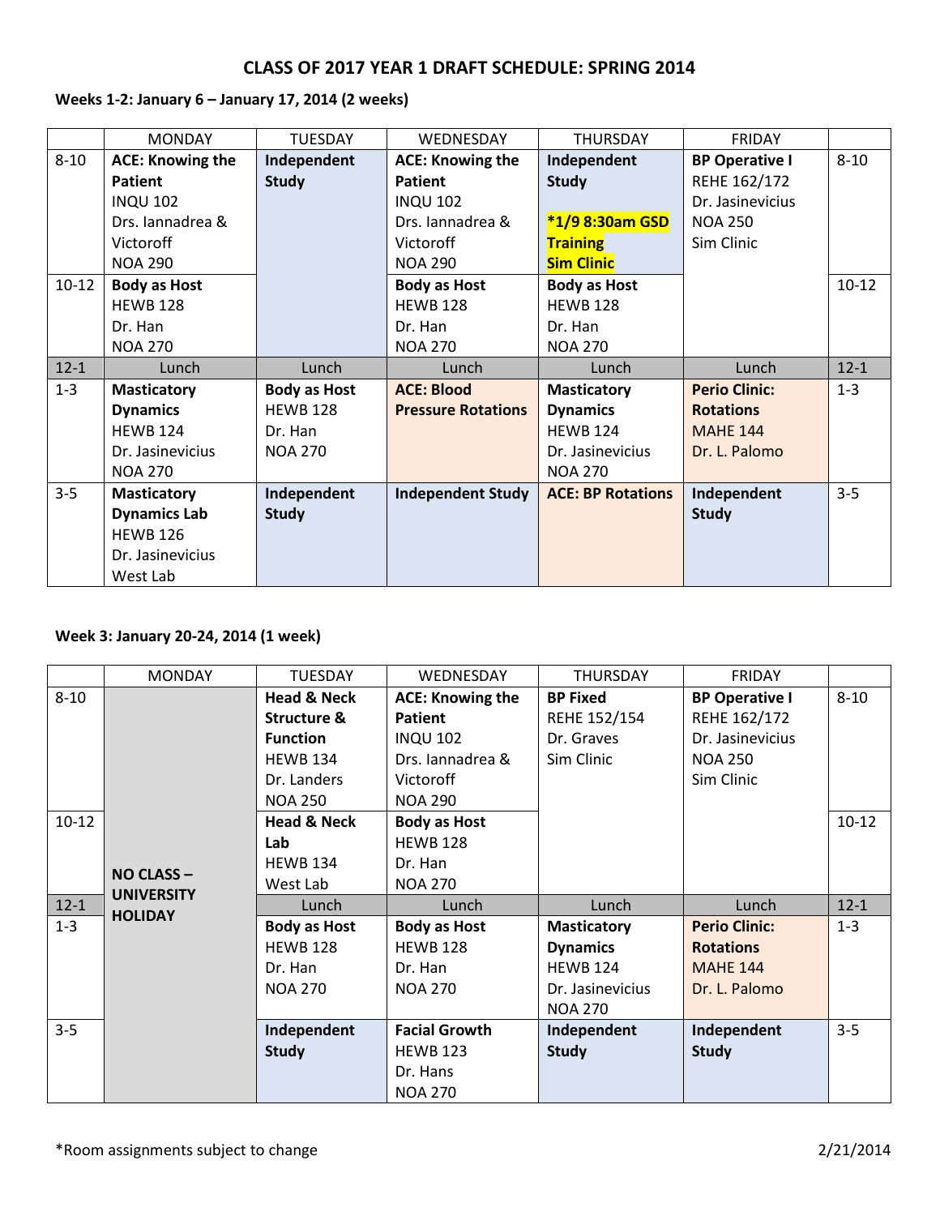# CLASS OF 2017 YEAR 1 DRAFT SCHEDULE: SPRING 2014

**Weeks 1-2: January 6 – January 17, 2014 (2 weeks)**

| | MONDAY | TUESDAY | WEDNESDAY | THURSDAY | FRIDAY | |
|---|---|---|---|---|---|---|
| 8-10 | **ACE: Knowing the Patient** INQU 102 Drs. Iannadrea & Victoroff NOA 290 | **Independent Study** | **ACE: Knowing the Patient** INQU 102 Drs. Iannadrea & Victoroff NOA 290 | **Independent Study** **\*1/9 8:30am GSD Training Sim Clinic** | **BP Operative I** REHE 162/172 Dr. Jasinevicius NOA 250 Sim Clinic | 8-10 |
| 10-12 | **Body as Host** HEWB 128 Dr. Han NOA 270 | | **Body as Host** HEWB 128 Dr. Han NOA 270 | **Body as Host** HEWB 128 Dr. Han NOA 270 | | 10-12 |
| 12-1 | Lunch | Lunch | Lunch | Lunch | Lunch | 12-1 |
| 1-3 | **Masticatory Dynamics** HEWB 124 Dr. Jasinevicius NOA 270 | **Body as Host** HEWB 128 Dr. Han NOA 270 | **ACE: Blood Pressure Rotations** | **Masticatory Dynamics** HEWB 124 Dr. Jasinevicius NOA 270 | **Perio Clinic: Rotations** MAHE 144 Dr. L. Palomo | 1-3 |
| 3-5 | **Masticatory Dynamics Lab** HEWB 126 Dr. Jasinevicius West Lab | **Independent Study** | **Independent Study** | **ACE: BP Rotations** | **Independent Study** | 3-5 |

**Week 3: January 20-24, 2014 (1 week)**

| | MONDAY | TUESDAY | WEDNESDAY | THURSDAY | FRIDAY | |
|---|---|---|---|---|---|---|
| 8-10 | **NO CLASS – UNIVERSITY HOLIDAY** | **Head & Neck Structure & Function** HEWB 134 Dr. Landers NOA 250 | **ACE: Knowing the Patient** INQU 102 Drs. Iannadrea & Victoroff NOA 290 | **BP Fixed** REHE 152/154 Dr. Graves Sim Clinic | **BP Operative I** REHE 162/172 Dr. Jasinevicius NOA 250 Sim Clinic | 8-10 |
| 10-12 | | **Head & Neck Lab** HEWB 134 West Lab | **Body as Host** HEWB 128 Dr. Han NOA 270 | | | 10-12 |
| 12-1 | | Lunch | Lunch | Lunch | Lunch | 12-1 |
| 1-3 | | **Body as Host** HEWB 128 Dr. Han NOA 270 | **Body as Host** HEWB 128 Dr. Han NOA 270 | **Masticatory Dynamics** HEWB 124 Dr. Jasinevicius NOA 270 | **Perio Clinic: Rotations** MAHE 144 Dr. L. Palomo | 1-3 |
| 3-5 | | **Independent Study** | **Facial Growth** HEWB 123 Dr. Hans NOA 270 | **Independent Study** | **Independent Study** | 3-5 |

*Room assignments subject to change

2/21/2014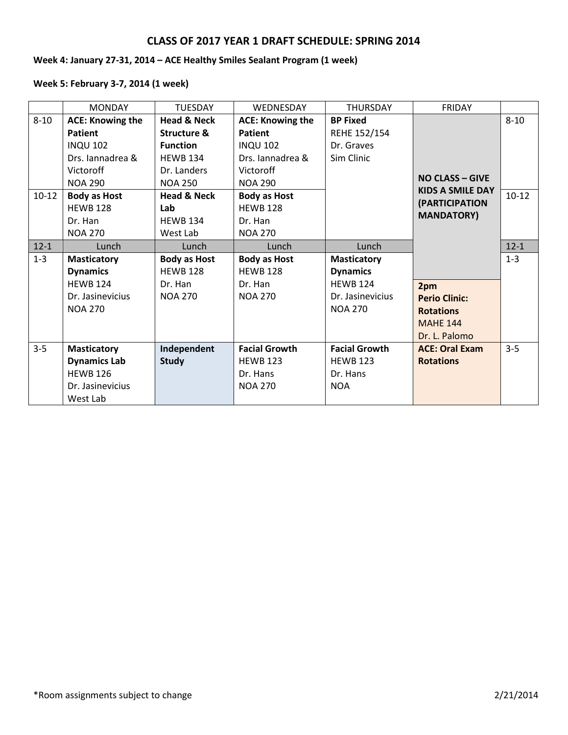## CLASS OF 2017 YEAR 1 DRAFT SCHEDULE: SPRING 2014

**Week 4: January 27-31, 2014 – ACE Healthy Smiles Sealant Program (1 week)**

**Week 5: February 3-7, 2014 (1 week)**

| | MONDAY | TUESDAY | WEDNESDAY | THURSDAY | FRIDAY | |
|---|---|---|---|---|---|---|
| 8-10 | **ACE: Knowing the Patient** INQU 102 Drs. Iannadrea & Victoroff NOA 290 | **Head & Neck Structure & Function** HEWB 134 Dr. Landers NOA 250 | **ACE: Knowing the Patient** INQU 102 Drs. Iannadrea & Victoroff NOA 290 | **BP Fixed** REHE 152/154 Dr. Graves Sim Clinic | **NO CLASS – GIVE KIDS A SMILE DAY (PARTICIPATION MANDATORY)** | 8-10 |
| 10-12 | **Body as Host** HEWB 128 Dr. Han NOA 270 | **Head & Neck Lab** HEWB 134 West Lab | **Body as Host** HEWB 128 Dr. Han NOA 270 | | | 10-12 |
| 12-1 | Lunch | Lunch | Lunch | Lunch | | 12-1 |
| 1-3 | **Masticatory Dynamics** HEWB 124 Dr. Jasinevicius NOA 270 | **Body as Host** HEWB 128 Dr. Han NOA 270 | **Body as Host** HEWB 128 Dr. Han NOA 270 | **Masticatory Dynamics** HEWB 124 Dr. Jasinevicius NOA 270 | **2pm Perio Clinic: Rotations** MAHE 144 Dr. L. Palomo | 1-3 |
| 3-5 | **Masticatory Dynamics Lab** HEWB 126 Dr. Jasinevicius West Lab | **Independent Study** | **Facial Growth** HEWB 123 Dr. Hans NOA 270 | **Facial Growth** HEWB 123 Dr. Hans NOA | **ACE: Oral Exam Rotations** | 3-5 |

*Room assignments subject to change

2/21/2014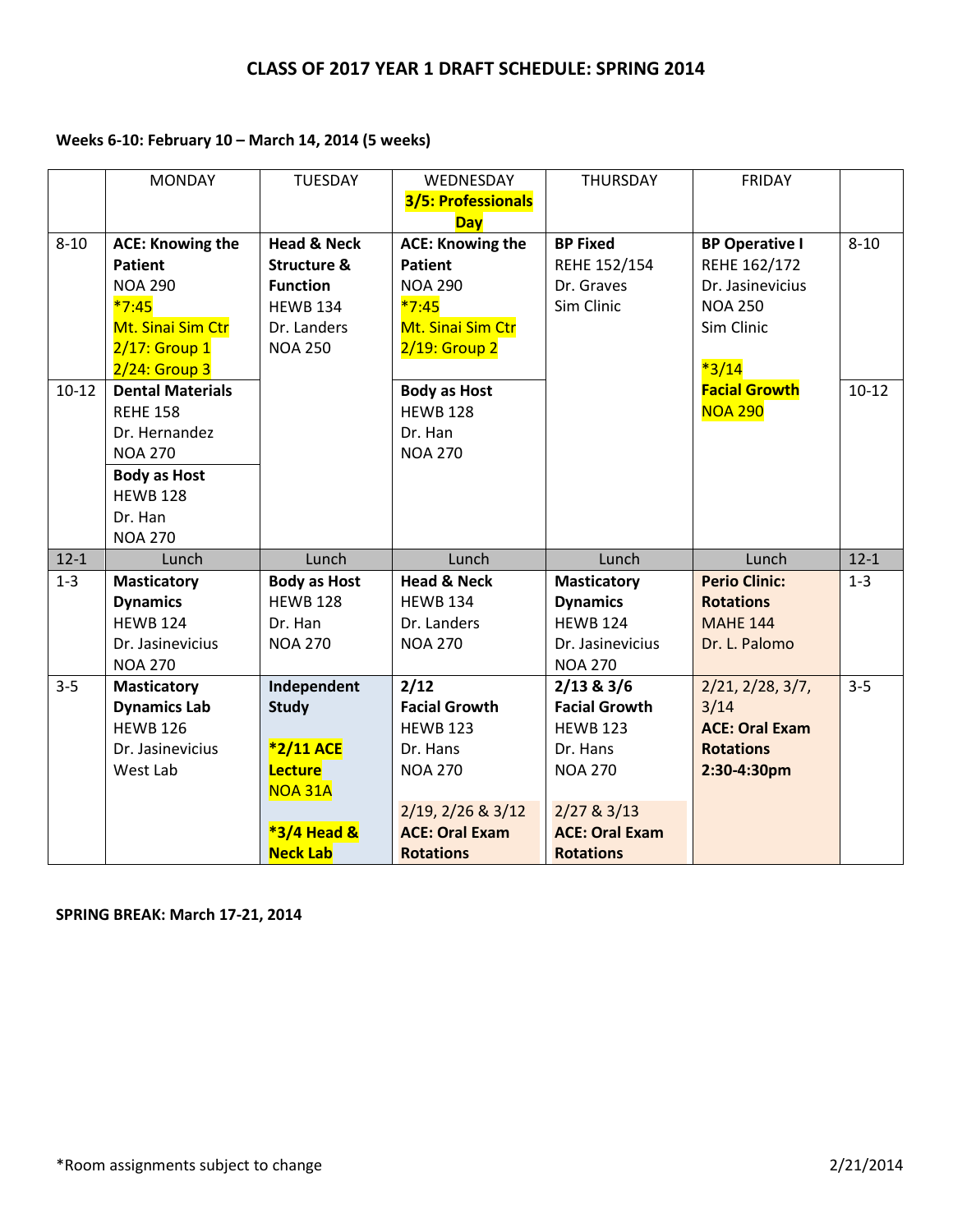## CLASS OF 2017 YEAR 1 DRAFT SCHEDULE: SPRING 2014

**Weeks 6-10: February 10 – March 14, 2014 (5 weeks)**

| | MONDAY | TUESDAY | WEDNESDAY **3/5: Professionals Day** | THURSDAY | FRIDAY | |
|---|---|---|---|---|---|---|
| 8-10 | **ACE: Knowing the Patient** NOA 290 *7:45 Mt. Sinai Sim Ctr 2/17: Group 1 2/24: Group 3 | **Head & Neck Structure & Function** HEWB 134 Dr. Landers NOA 250 | **ACE: Knowing the Patient** NOA 290 *7:45 Mt. Sinai Sim Ctr 2/19: Group 2 | **BP Fixed** REHE 152/154 Dr. Graves Sim Clinic | **BP Operative I** REHE 162/172 Dr. Jasinevicius NOA 250 Sim Clinic *3/14 **Facial Growth** NOA 290 | 8-10 |
| 10-12 | **Dental Materials** REHE 158 Dr. Hernandez NOA 270 / **Body as Host** HEWB 128 Dr. Han NOA 270 | | **Body as Host** HEWB 128 Dr. Han NOA 270 | | | 10-12 |
| 12-1 | Lunch | Lunch | Lunch | Lunch | Lunch | 12-1 |
| 1-3 | **Masticatory Dynamics** HEWB 124 Dr. Jasinevicius NOA 270 | **Body as Host** HEWB 128 Dr. Han NOA 270 | **Head & Neck** HEWB 134 Dr. Landers NOA 270 | **Masticatory Dynamics** HEWB 124 Dr. Jasinevicius NOA 270 | **Perio Clinic: Rotations** MAHE 144 Dr. L. Palomo | 1-3 |
| 3-5 | **Masticatory Dynamics Lab** HEWB 126 Dr. Jasinevicius West Lab | **Independent Study** **\*2/11 ACE Lecture** NOA 31A **\*3/4 Head & Neck Lab** | **2/12 Facial Growth** HEWB 123 Dr. Hans NOA 270 / 2/19, 2/26 & 3/12 **ACE: Oral Exam Rotations** | **2/13 & 3/6 Facial Growth** HEWB 123 Dr. Hans NOA 270 / 2/27 & 3/13 **ACE: Oral Exam Rotations** | 2/21, 2/28, 3/7, 3/14 **ACE: Oral Exam Rotations 2:30-4:30pm** | 3-5 |

**SPRING BREAK: March 17-21, 2014**

*Room assignments subject to change

2/21/2014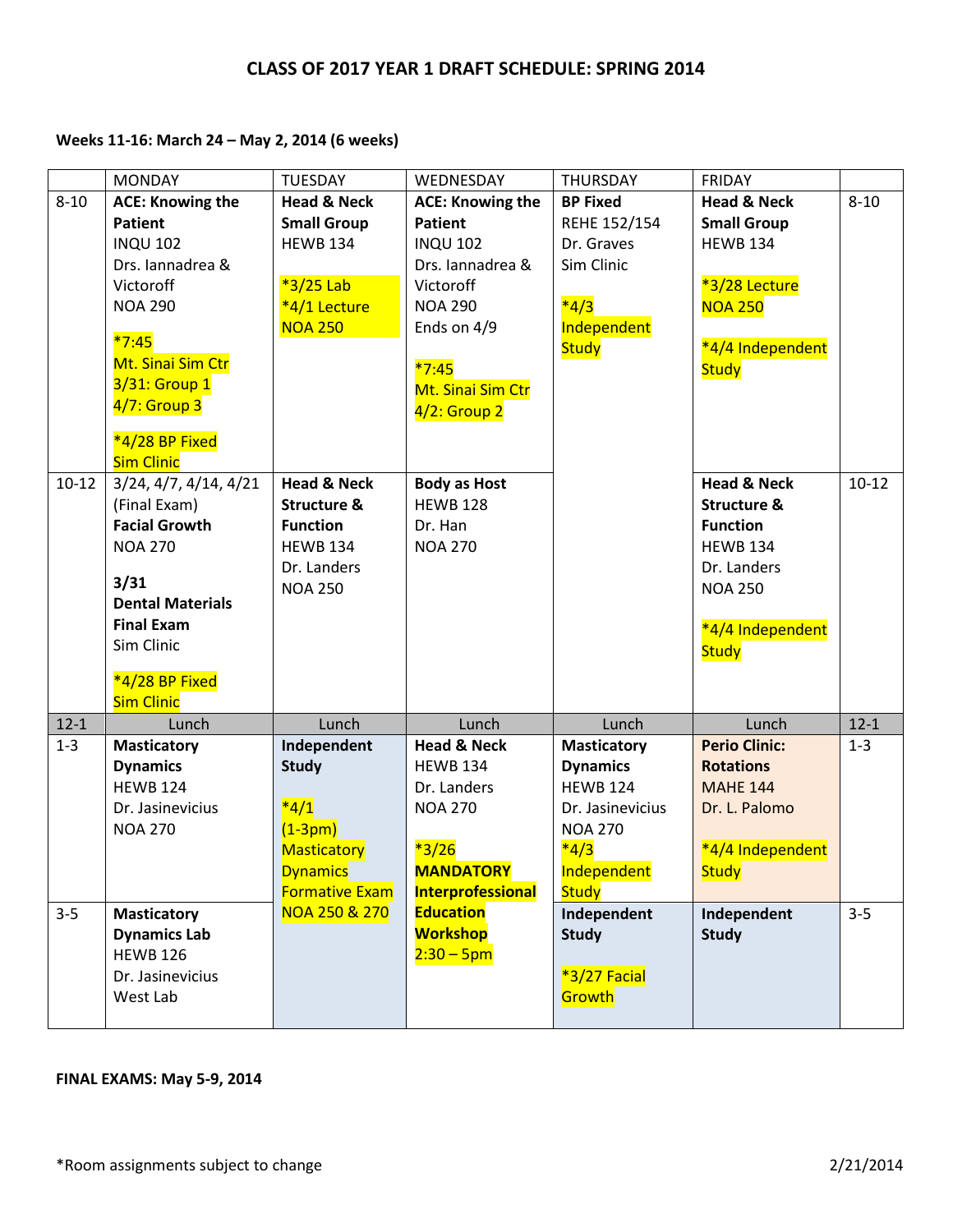# CLASS OF 2017 YEAR 1 DRAFT SCHEDULE: SPRING 2014

**Weeks 11-16: March 24 – May 2, 2014 (6 weeks)**

| | MONDAY | TUESDAY | WEDNESDAY | THURSDAY | FRIDAY | |
|---|---|---|---|---|---|---|
| 8-10 | **ACE: Knowing the Patient** INQU 102 Drs. Iannadrea & Victoroff NOA 290 <br><br> *7:45 Mt. Sinai Sim Ctr 3/31: Group 1 4/7: Group 3 <br><br> *4/28 BP Fixed Sim Clinic | **Head & Neck Small Group** HEWB 134 <br><br> *3/25 Lab *4/1 Lecture NOA 250 | **ACE: Knowing the Patient** INQU 102 Drs. Iannadrea & Victoroff NOA 290 Ends on 4/9 <br><br> *7:45 Mt. Sinai Sim Ctr 4/2: Group 2 | **BP Fixed** REHE 152/154 Dr. Graves Sim Clinic <br><br> *4/3 Independent Study | **Head & Neck Small Group** HEWB 134 <br><br> *3/28 Lecture NOA 250 <br><br> *4/4 Independent Study | 8-10 |
| 10-12 | 3/24, 4/7, 4/14, 4/21 (Final Exam) **Facial Growth** NOA 270 <br><br> **3/31 Dental Materials Final Exam** Sim Clinic <br><br> *4/28 BP Fixed Sim Clinic | **Head & Neck Structure & Function** HEWB 134 Dr. Landers NOA 250 | **Body as Host** HEWB 128 Dr. Han NOA 270 | | **Head & Neck Structure & Function** HEWB 134 Dr. Landers NOA 250 <br><br> *4/4 Independent Study | 10-12 |
| 12-1 | Lunch | Lunch | Lunch | Lunch | Lunch | 12-1 |
| 1-3 | **Masticatory Dynamics** HEWB 124 Dr. Jasinevicius NOA 270 | **Independent Study** <br><br> *4/1 (1-3pm) Masticatory Dynamics Formative Exam NOA 250 & 270 | **Head & Neck** HEWB 134 Dr. Landers NOA 270 <br><br> *3/26 **MANDATORY Interprofessional Education Workshop** 2:30 – 5pm | **Masticatory Dynamics** HEWB 124 Dr. Jasinevicius NOA 270 *4/3 Independent Study | **Perio Clinic: Rotations** MAHE 144 Dr. L. Palomo <br><br> *4/4 Independent Study | 1-3 |
| 3-5 | **Masticatory Dynamics Lab** HEWB 126 Dr. Jasinevicius West Lab | | | **Independent Study** <br><br> *3/27 Facial Growth | **Independent Study** | 3-5 |

**FINAL EXAMS: May 5-9, 2014**

*Room assignments subject to change

2/21/2014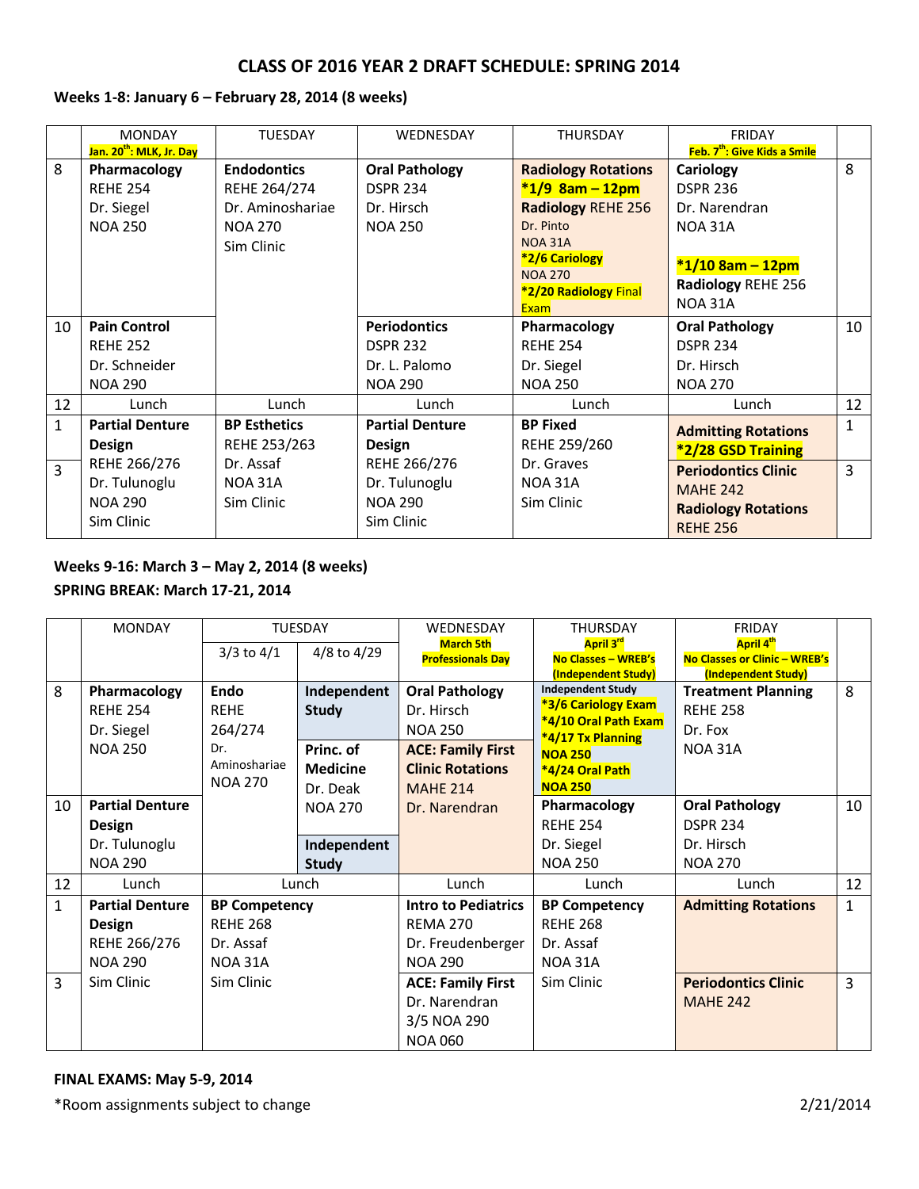# CLASS OF 2016 YEAR 2 DRAFT SCHEDULE: SPRING 2014

**Weeks 1-8: January 6 – February 28, 2014 (8 weeks)**

| | MONDAY Jan. 20th: MLK, Jr. Day | TUESDAY | WEDNESDAY | THURSDAY | FRIDAY Feb. 7th: Give Kids a Smile | |
|---|---|---|---|---|---|---|
| 8 | **Pharmacology** REHE 254 Dr. Siegel NOA 250 | **Endodontics** REHE 264/274 Dr. Aminoshariae NOA 270 Sim Clinic | **Oral Pathology** DSPR 234 Dr. Hirsch NOA 250 | **Radiology Rotations** ***1/9 8am – 12pm** **Radiology** REHE 256 Dr. Pinto NOA 31A ***2/6 Cariology** NOA 270 ***2/20 Radiology** Final Exam | **Cariology** DSPR 236 Dr. Narendran NOA 31A ***1/10 8am – 12pm** **Radiology** REHE 256 NOA 31A | 8 |
| 10 | **Pain Control** REHE 252 Dr. Schneider NOA 290 | | **Periodontics** DSPR 232 Dr. L. Palomo NOA 290 | **Pharmacology** REHE 254 Dr. Siegel NOA 250 | **Oral Pathology** DSPR 234 Dr. Hirsch NOA 270 | 10 |
| 12 | Lunch | Lunch | Lunch | Lunch | Lunch | 12 |
| 1 | **Partial Denture Design** REHE 266/276 Dr. Tulunoglu NOA 290 Sim Clinic | **BP Esthetics** REHE 253/263 Dr. Assaf NOA 31A Sim Clinic | **Partial Denture Design** REHE 266/276 Dr. Tulunoglu NOA 290 Sim Clinic | **BP Fixed** REHE 259/260 Dr. Graves NOA 31A Sim Clinic | **Admitting Rotations** ***2/28 GSD Training** | 1 |
| 3 | | | | | **Periodontics Clinic** MAHE 242 **Radiology Rotations** REHE 256 | 3 |

**Weeks 9-16: March 3 – May 2, 2014 (8 weeks)**
**SPRING BREAK: March 17-21, 2014**

| | MONDAY | TUESDAY 3/3 to 4/1 | TUESDAY 4/8 to 4/29 | WEDNESDAY March 5th Professionals Day | THURSDAY April 3rd No Classes – WREB's (Independent Study) | FRIDAY April 4th No Classes or Clinic – WREB's (Independent Study) | |
|---|---|---|---|---|---|---|---|
| 8 | **Pharmacology** REHE 254 Dr. Siegel NOA 250 | **Endo** REHE 264/274 Dr. Aminoshariae NOA 270 | **Independent Study** | **Oral Pathology** Dr. Hirsch NOA 250 | Independent Study *3/6 Cariology Exam *4/10 Oral Path Exam *4/17 Tx Planning NOA 250 *4/24 Oral Path NOA 250 | **Treatment Planning** REHE 258 Dr. Fox NOA 31A | 8 |
| | | | **Princ. of Medicine** Dr. Deak NOA 270 | **ACE: Family First Clinic Rotations** MAHE 214 Dr. Narendran | | | |
| 10 | **Partial Denture Design** Dr. Tulunoglu NOA 290 | | **Independent Study** | | **Pharmacology** REHE 254 Dr. Siegel NOA 250 | **Oral Pathology** DSPR 234 Dr. Hirsch NOA 270 | 10 |
| 12 | Lunch | Lunch | | Lunch | Lunch | Lunch | 12 |
| 1 | **Partial Denture Design** REHE 266/276 NOA 290 Sim Clinic | **BP Competency** REHE 268 Dr. Assaf NOA 31A Sim Clinic | | **Intro to Pediatrics** REMA 270 Dr. Freudenberger NOA 290 | **BP Competency** REHE 268 Dr. Assaf NOA 31A Sim Clinic | **Admitting Rotations** | 1 |
| 3 | | | | **ACE: Family First** Dr. Narendran 3/5 NOA 290 NOA 060 | | **Periodontics Clinic** MAHE 242 | 3 |

**FINAL EXAMS: May 5-9, 2014**

*Room assignments subject to change

2/21/2014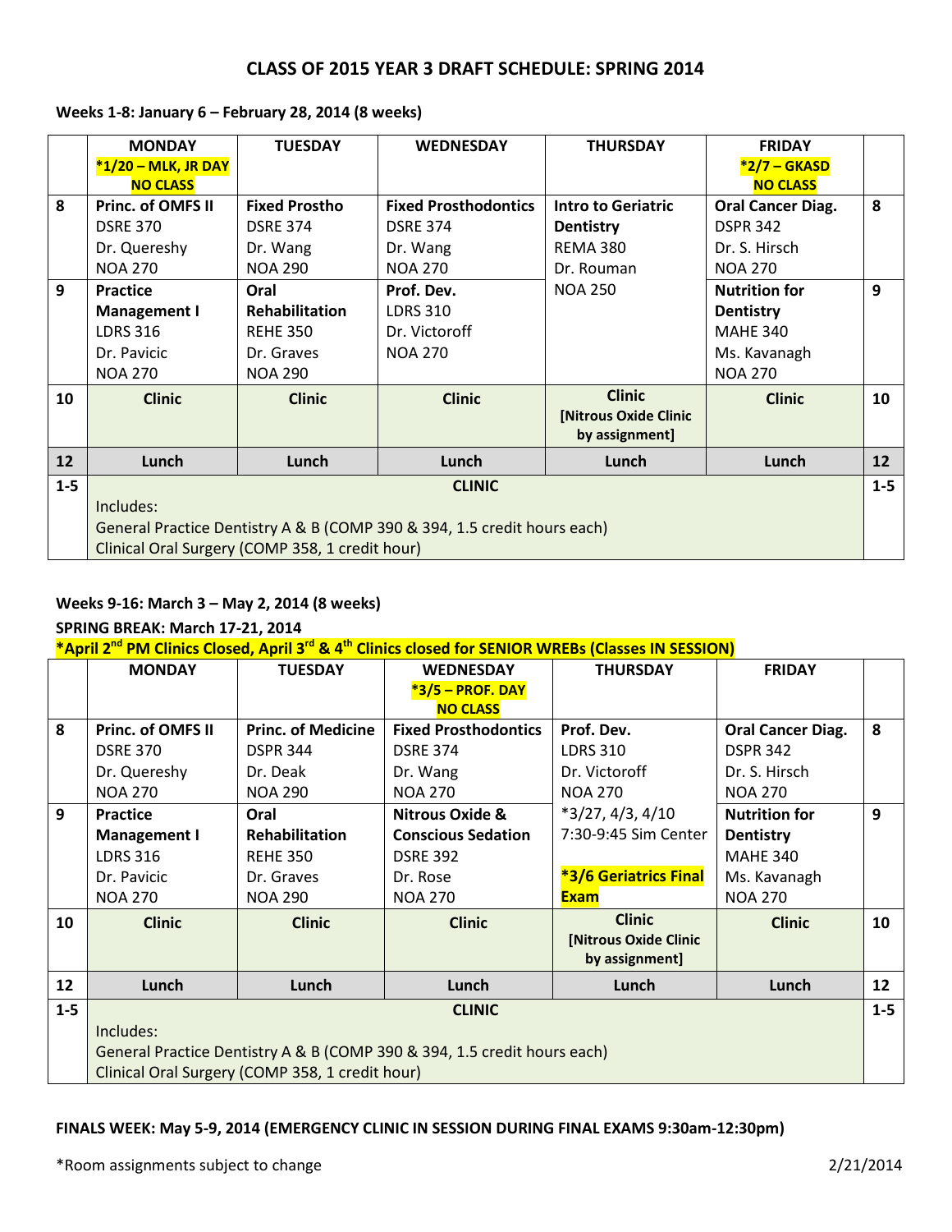# CLASS OF 2015 YEAR 3 DRAFT SCHEDULE: SPRING 2014

**Weeks 1-8: January 6 – February 28, 2014 (8 weeks)**

| | MONDAY *1/20 – MLK, JR DAY NO CLASS | TUESDAY | WEDNESDAY | THURSDAY | FRIDAY *2/7 – GKASD NO CLASS | |
|---|---|---|---|---|---|---|
| 8 | **Princ. of OMFS II** DSRE 370 Dr. Quereshy NOA 270 | **Fixed Prostho** DSRE 374 Dr. Wang NOA 290 | **Fixed Prosthodontics** DSRE 374 Dr. Wang NOA 270 | **Intro to Geriatric Dentistry** REMA 380 Dr. Rouman NOA 250 | **Oral Cancer Diag.** DSPR 342 Dr. S. Hirsch NOA 270 | 8 |
| 9 | **Practice Management I** LDRS 316 Dr. Pavicic NOA 270 | **Oral Rehabilitation** REHE 350 Dr. Graves NOA 290 | **Prof. Dev.** LDRS 310 Dr. Victoroff NOA 270 | | **Nutrition for Dentistry** MAHE 340 Ms. Kavanagh NOA 270 | 9 |
| 10 | **Clinic** | **Clinic** | **Clinic** | **Clinic** [Nitrous Oxide Clinic by assignment] | **Clinic** | 10 |
| 12 | Lunch | Lunch | Lunch | Lunch | Lunch | 12 |
| 1-5 | **CLINIC** Includes: General Practice Dentistry A & B (COMP 390 & 394, 1.5 credit hours each) Clinical Oral Surgery (COMP 358, 1 credit hour) | | | | | 1-5 |

**Weeks 9-16: March 3 – May 2, 2014 (8 weeks)**

**SPRING BREAK: March 17-21, 2014**

***April 2nd PM Clinics Closed, April 3rd & 4th Clinics closed for SENIOR WREBs (Classes IN SESSION)**

| | MONDAY | TUESDAY | WEDNESDAY *3/5 – PROF. DAY NO CLASS | THURSDAY | FRIDAY | |
|---|---|---|---|---|---|---|
| 8 | **Princ. of OMFS II** DSRE 370 Dr. Quereshy NOA 270 | **Princ. of Medicine** DSPR 344 Dr. Deak NOA 290 | **Fixed Prosthodontics** DSRE 374 Dr. Wang NOA 270 | **Prof. Dev.** LDRS 310 Dr. Victoroff NOA 270 *3/27, 4/3, 4/10 7:30-9:45 Sim Center **\*3/6 Geriatrics Final Exam** | **Oral Cancer Diag.** DSPR 342 Dr. S. Hirsch NOA 270 | 8 |
| 9 | **Practice Management I** LDRS 316 Dr. Pavicic NOA 270 | **Oral Rehabilitation** REHE 350 Dr. Graves NOA 290 | **Nitrous Oxide & Conscious Sedation** DSRE 392 Dr. Rose NOA 270 | | **Nutrition for Dentistry** MAHE 340 Ms. Kavanagh NOA 270 | 9 |
| 10 | **Clinic** | **Clinic** | **Clinic** | **Clinic** [Nitrous Oxide Clinic by assignment] | **Clinic** | 10 |
| 12 | Lunch | Lunch | Lunch | Lunch | Lunch | 12 |
| 1-5 | **CLINIC** Includes: General Practice Dentistry A & B (COMP 390 & 394, 1.5 credit hours each) Clinical Oral Surgery (COMP 358, 1 credit hour) | | | | | 1-5 |

**FINALS WEEK: May 5-9, 2014 (EMERGENCY CLINIC IN SESSION DURING FINAL EXAMS 9:30am-12:30pm)**

*Room assignments subject to change

2/21/2014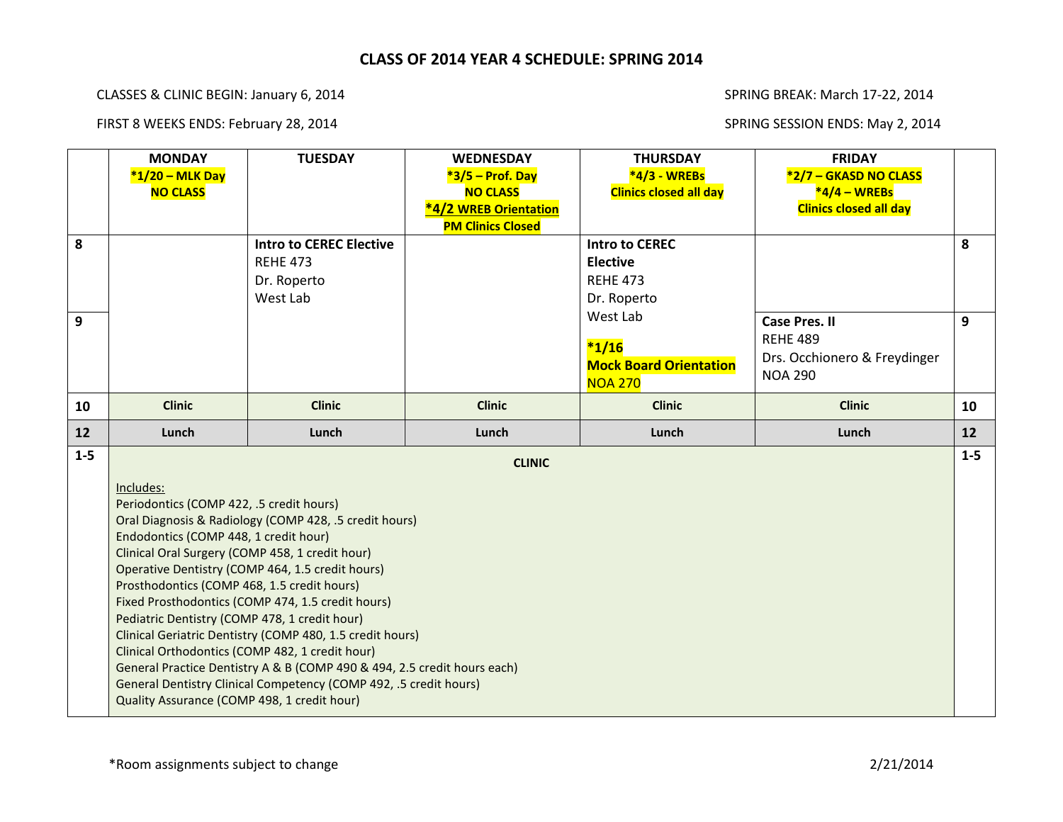# CLASS OF 2014 YEAR 4 SCHEDULE: SPRING 2014

CLASSES & CLINIC BEGIN: January 6, 2014

SPRING BREAK: March 17-22, 2014

FIRST 8 WEEKS ENDS: February 28, 2014

SPRING SESSION ENDS: May 2, 2014

| | MONDAY<br>***1/20 – MLK Day NO CLASS** | TUESDAY | WEDNESDAY<br>***3/5 – Prof. Day NO CLASS**<br>***4/2 WREB Orientation PM Clinics Closed** | THURSDAY<br>***4/3 - WREBs Clinics closed all day** | FRIDAY<br>***2/7 – GKASD NO CLASS**<br>***4/4 – WREBs Clinics closed all day** | |
|---|---|---|---|---|---|---|
| 8 | | **Intro to CEREC Elective**<br>REHE 473<br>Dr. Roperto<br>West Lab | | **Intro to CEREC Elective**<br>REHE 473<br>Dr. Roperto<br>West Lab<br>***1/16 Mock Board Orientation**<br>NOA 270 | | 8 |
| 9 | | | | | **Case Pres. II**<br>REHE 489<br>Drs. Occhionero & Freydinger<br>NOA 290 | 9 |
| 10 | **Clinic** | **Clinic** | **Clinic** | **Clinic** | **Clinic** | 10 |
| 12 | **Lunch** | **Lunch** | **Lunch** | **Lunch** | **Lunch** | 12 |
| 1-5 | **CLINIC** | | | | | 1-5 |

**CLINIC**

Includes:
Periodontics (COMP 422, .5 credit hours)
Oral Diagnosis & Radiology (COMP 428, .5 credit hours)
Endodontics (COMP 448, 1 credit hour)
Clinical Oral Surgery (COMP 458, 1 credit hour)
Operative Dentistry (COMP 464, 1.5 credit hours)
Prosthodontics (COMP 468, 1.5 credit hours)
Fixed Prosthodontics (COMP 474, 1.5 credit hours)
Pediatric Dentistry (COMP 478, 1 credit hour)
Clinical Geriatric Dentistry (COMP 480, 1.5 credit hours)
Clinical Orthodontics (COMP 482, 1 credit hour)
General Practice Dentistry A & B (COMP 490 & 494, 2.5 credit hours each)
General Dentistry Clinical Competency (COMP 492, .5 credit hours)
Quality Assurance (COMP 498, 1 credit hour)

*Room assignments subject to change

2/21/2014